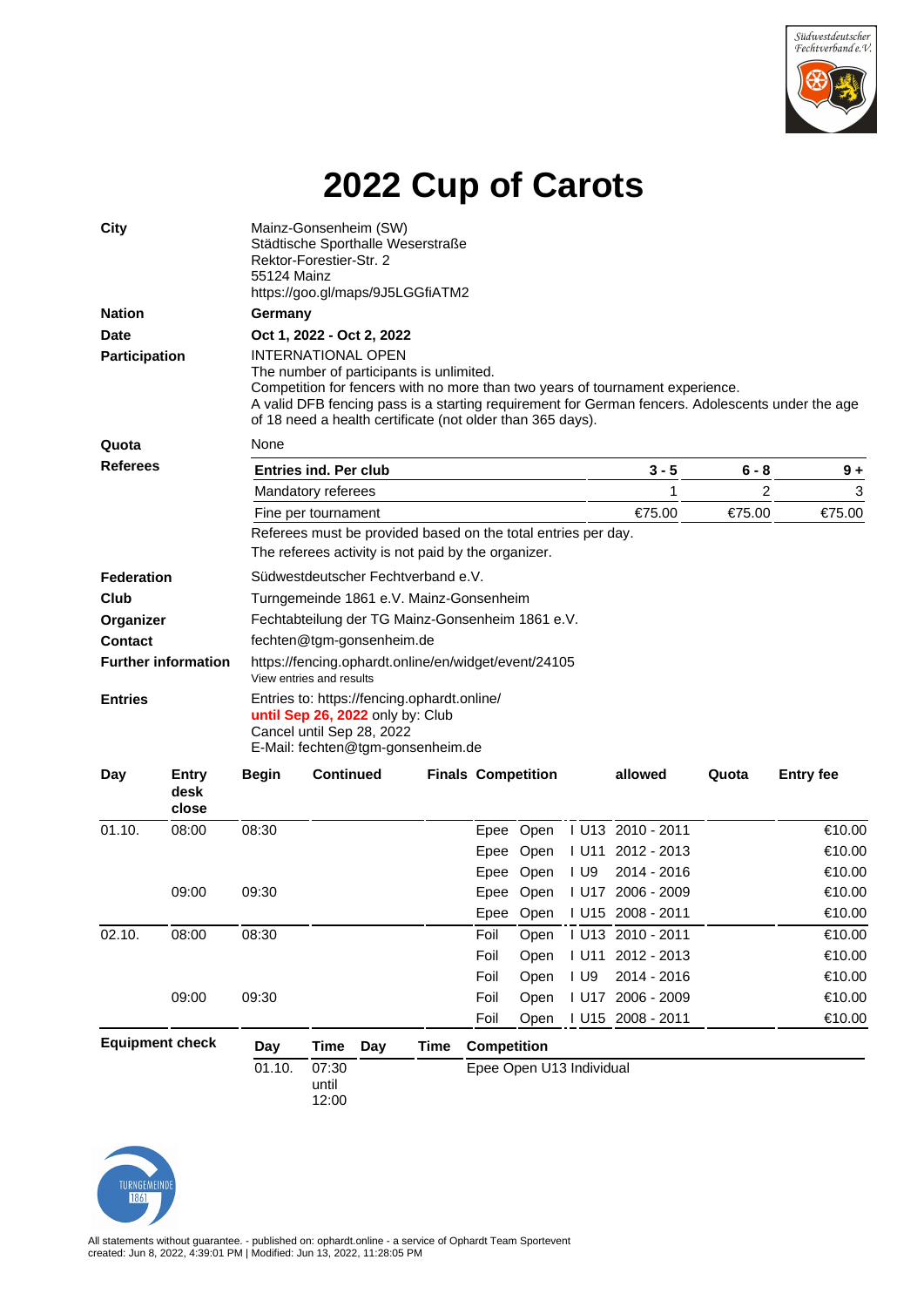# 2022 Cup of Carots

| | |
|---|---|
| **City** | Mainz-Gonsenheim (SW)<br>Städtische Sporthalle Weserstraße<br>Rektor-Forestier-Str. 2<br>55124 Mainz<br>https://goo.gl/maps/9J5LGGfiATM2 |
| **Nation** | **Germany** |
| **Date** | **Oct 1, 2022 - Oct 2, 2022** |
| **Participation** | INTERNATIONAL OPEN<br>The number of participants is unlimited.<br>Competition for fencers with no more than two years of tournament experience.<br>A valid DFB fencing pass is a starting requirement for German fencers. Adolescents under the age of 18 need a health certificate (not older than 365 days). |
| **Quota** | None |

**Referees**

| Entries ind. Per club | 3 - 5 | 6 - 8 | 9 + |
|---|---|---|---|
| Mandatory referees | 1 | 2 | 3 |
| Fine per tournament | €75.00 | €75.00 | €75.00 |

Referees must be provided based on the total entries per day.
The referees activity is not paid by the organizer.

| | |
|---|---|
| **Federation** | Südwestdeutscher Fechtverband e.V. |
| **Club** | Turngemeinde 1861 e.V. Mainz-Gonsenheim |
| **Organizer** | Fechtabteilung der TG Mainz-Gonsenheim 1861 e.V. |
| **Contact** | fechten@tgm-gonsenheim.de |
| **Further information** | https://fencing.ophardt.online/en/widget/event/24105<br>View entries and results |
| **Entries** | Entries to: https://fencing.ophardt.online/<br>**until Sep 26, 2022** only by: Club<br>Cancel until Sep 28, 2022<br>E-Mail: fechten@tgm-gonsenheim.de |

| Day | Entry desk close | Begin | Continued | Finals | Competition | allowed | Quota | Entry fee |
|---|---|---|---|---|---|---|---|---|
| 01.10. | 08:00 | 08:30 | | | Epee Open I U13 | 2010 - 2011 | | €10.00 |
| | | | | | Epee Open I U11 | 2012 - 2013 | | €10.00 |
| | | | | | Epee Open I U9 | 2014 - 2016 | | €10.00 |
| | 09:00 | 09:30 | | | Epee Open I U17 | 2006 - 2009 | | €10.00 |
| | | | | | Epee Open I U15 | 2008 - 2011 | | €10.00 |
| 02.10. | 08:00 | 08:30 | | | Foil Open I U13 | 2010 - 2011 | | €10.00 |
| | | | | | Foil Open I U11 | 2012 - 2013 | | €10.00 |
| | | | | | Foil Open I U9 | 2014 - 2016 | | €10.00 |
| | 09:00 | 09:30 | | | Foil Open I U17 | 2006 - 2009 | | €10.00 |
| | | | | | Foil Open I U15 | 2008 - 2011 | | €10.00 |

**Equipment check**

| Day | Time | Day | Time | Competition |
|---|---|---|---|---|
| 01.10. | 07:30 until 12:00 | | | Epee Open U13 Individual |

All statements without guarantee. - published on: ophardt.online - a service of Ophardt Team Sportevent
created: Jun 8, 2022, 4:39:01 PM | Modified: Jun 13, 2022, 11:28:05 PM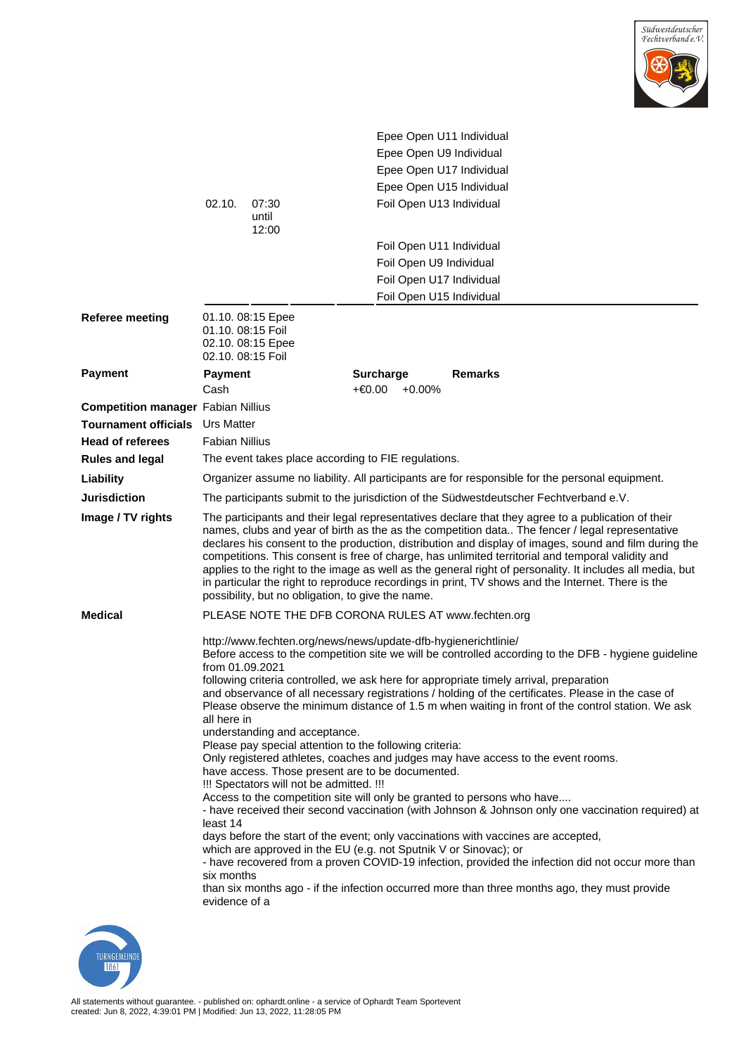| | | | |
|---|---|---|---|
| | | | Epee Open U11 Individual |
| | | | Epee Open U9 Individual |
| | | | Epee Open U17 Individual |
| | | | Epee Open U15 Individual |
| | 02.10. | 07:30 until 12:00 | Foil Open U13 Individual |
| | | | Foil Open U11 Individual |
| | | | Foil Open U9 Individual |
| | | | Foil Open U17 Individual |
| | | | Foil Open U15 Individual |

**Referee meeting**
01.10. 08:15 Epee
01.10. 08:15 Foil
02.10. 08:15 Epee
02.10. 08:15 Foil

**Payment**

| Payment | Surcharge | | Remarks |
|---|---|---|---|
| Cash | +€0.00 | +0.00% | |

**Competition manager** Fabian Nillius

**Tournament officials** Urs Matter

**Head of referees** Fabian Nillius

**Rules and legal** The event takes place according to FIE regulations.

**Liability** Organizer assume no liability. All participants are for responsible for the personal equipment.

**Jurisdiction** The participants submit to the jurisdiction of the Südwestdeutscher Fechtverband e.V.

**Image / TV rights** The participants and their legal representatives declare that they agree to a publication of their names, clubs and year of birth as the as the competition data.. The fencer / legal representative declares his consent to the production, distribution and display of images, sound and film during the competitions. This consent is free of charge, has unlimited territorial and temporal validity and applies to the right to the image as well as the general right of personality. It includes all media, but in particular the right to reproduce recordings in print, TV shows and the Internet. There is the possibility, but no obligation, to give the name.

**Medical** PLEASE NOTE THE DFB CORONA RULES AT www.fechten.org

http://www.fechten.org/news/news/update-dfb-hygienerichtlinie/
Before access to the competition site we will be controlled according to the DFB - hygiene guideline from 01.09.2021
following criteria controlled, we ask here for appropriate timely arrival, preparation
and observance of all necessary registrations / holding of the certificates. Please in the case of Please observe the minimum distance of 1.5 m when waiting in front of the control station. We ask all here in
understanding and acceptance.
Please pay special attention to the following criteria:
Only registered athletes, coaches and judges may have access to the event rooms.
have access. Those present are to be documented.
!!! Spectators will not be admitted. !!!
Access to the competition site will only be granted to persons who have....
- have received their second vaccination (with Johnson & Johnson only one vaccination required) at least 14
days before the start of the event; only vaccinations with vaccines are accepted,
which are approved in the EU (e.g. not Sputnik V or Sinovac); or
- have recovered from a proven COVID-19 infection, provided the infection did not occur more than six months
than six months ago - if the infection occurred more than three months ago, they must provide evidence of a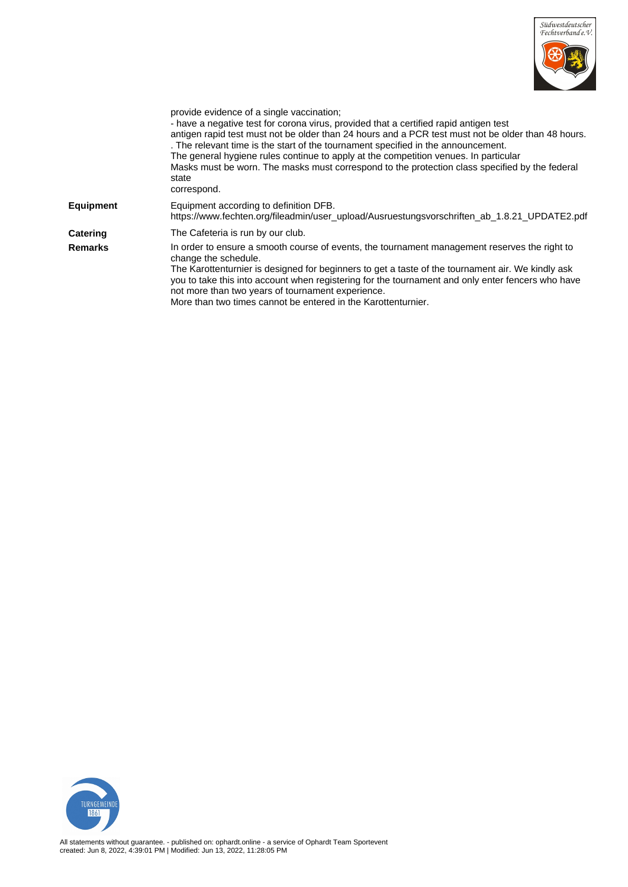| | |
|---|---|
| | provide evidence of a single vaccination;<br>- have a negative test for corona virus, provided that a certified rapid antigen test<br>antigen rapid test must not be older than 24 hours and a PCR test must not be older than 48 hours.<br>. The relevant time is the start of the tournament specified in the announcement.<br>The general hygiene rules continue to apply at the competition venues. In particular<br>Masks must be worn. The masks must correspond to the protection class specified by the federal state<br>correspond. |
| **Equipment** | Equipment according to definition DFB.<br>https://www.fechten.org/fileadmin/user_upload/Ausruestungsvorschriften_ab_1.8.21_UPDATE2.pdf |
| **Catering** | The Cafeteria is run by our club. |
| **Remarks** | In order to ensure a smooth course of events, the tournament management reserves the right to change the schedule.<br>The Karottenturnier is designed for beginners to get a taste of the tournament air. We kindly ask you to take this into account when registering for the tournament and only enter fencers who have not more than two years of tournament experience.<br>More than two times cannot be entered in the Karottenturnier. |

All statements without guarantee. - published on: ophardt.online - a service of Ophardt Team Sportevent
created: Jun 8, 2022, 4:39:01 PM | Modified: Jun 13, 2022, 11:28:05 PM